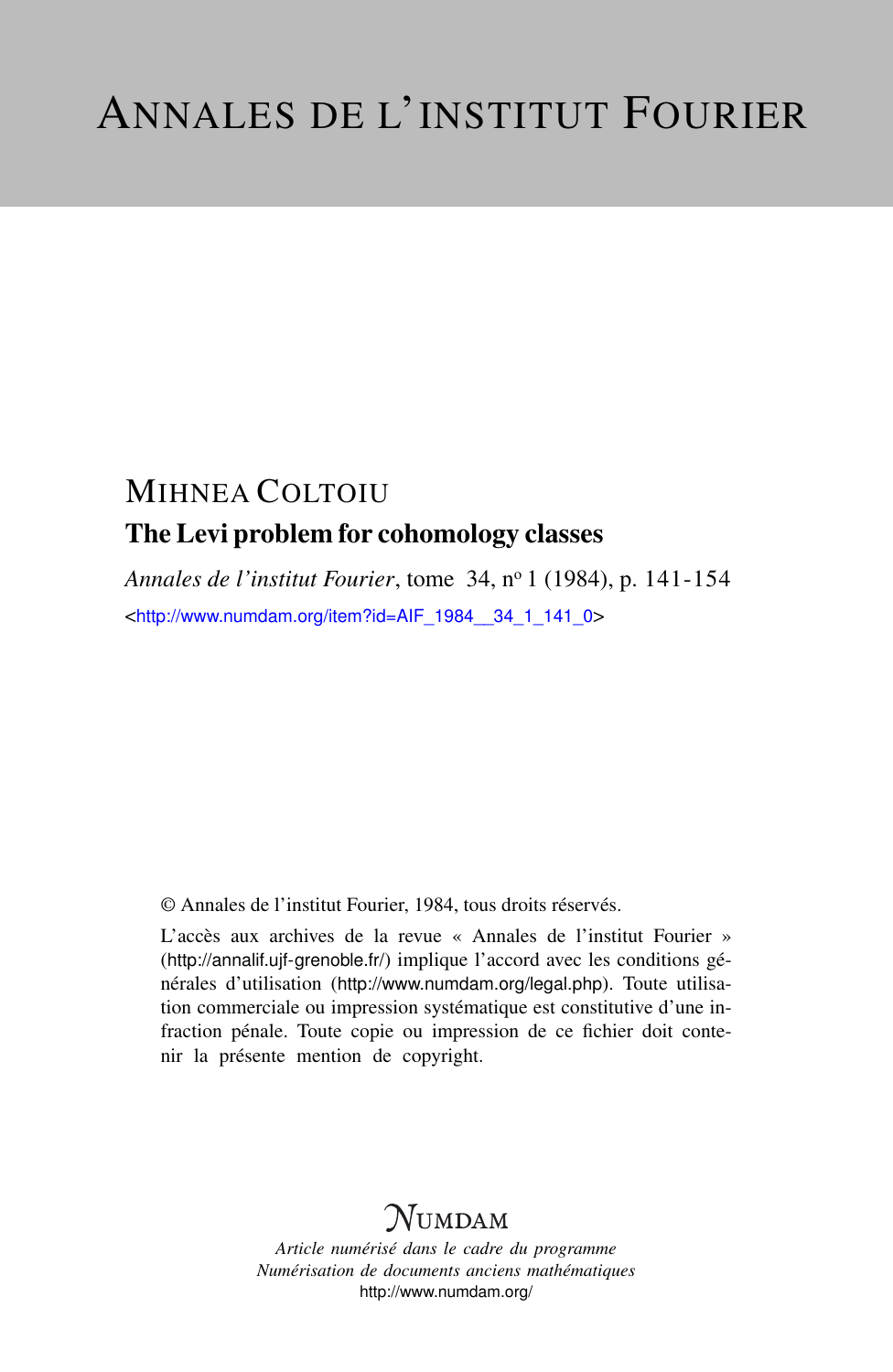# ANNALES DE L'INSTITUT FOURIER

MIHNEA COLTOIU

## The Levi problem for cohomology classes

*Annales de l'institut Fourier*, tome 34, nº 1 (1984), p. 141-154

<http://www.numdam.org/item?id=AIF_1984__34_1_141_0>

© Annales de l'institut Fourier, 1984, tous droits réservés.

L'accès aux archives de la revue « Annales de l'institut Fourier » (http://annalif.ujf-grenoble.fr/) implique l'accord avec les conditions générales d'utilisation (http://www.numdam.org/legal.php). Toute utilisation commerciale ou impression systématique est constitutive d'une infraction pénale. Toute copie ou impression de ce fichier doit contenir la présente mention de copyright.

NUMDAM

*Article numérisé dans le cadre du programme*
*Numérisation de documents anciens mathématiques*
http://www.numdam.org/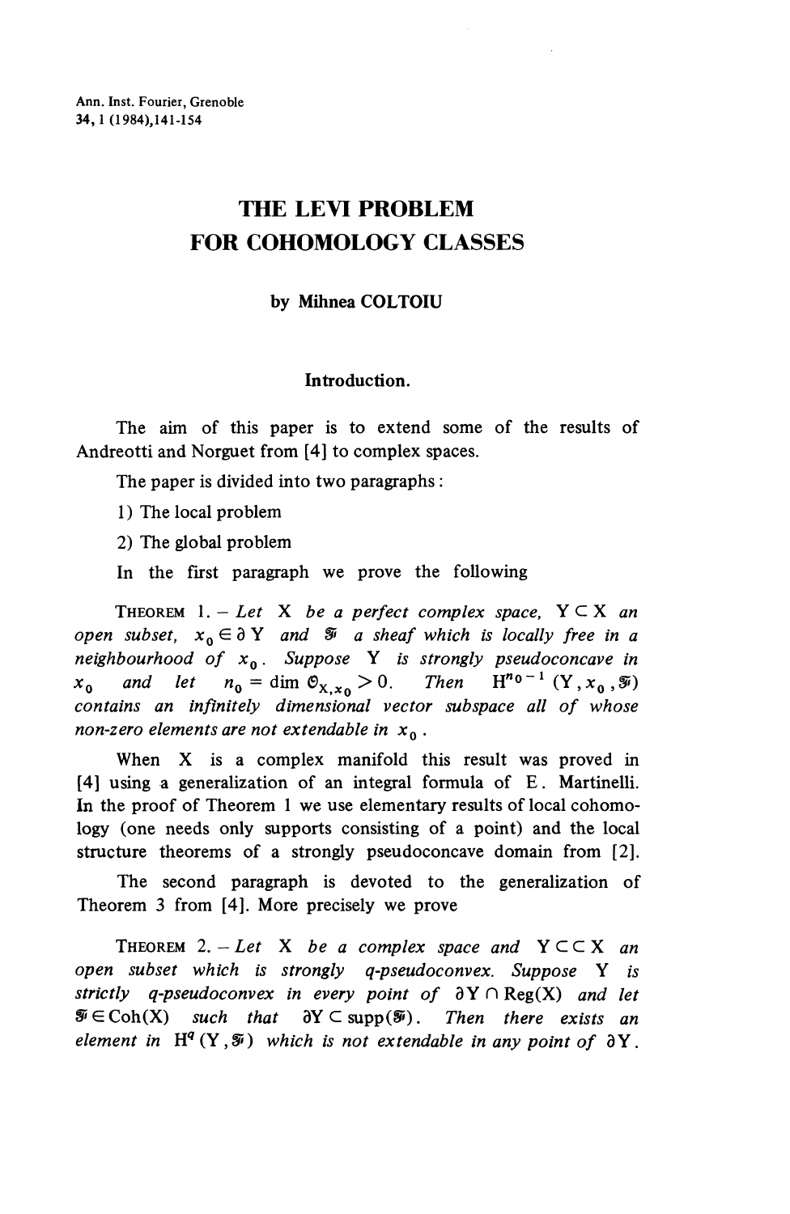Ann. Inst. Fourier, Grenoble
34, 1 (1984), 141-154

# THE LEVI PROBLEM FOR COHOMOLOGY CLASSES

**by Mihnea COLTOIU**

## Introduction.

The aim of this paper is to extend some of the results of Andreotti and Norguet from [4] to complex spaces.

The paper is divided into two paragraphs :

1) The local problem

2) The global problem

In the first paragraph we prove the following

THEOREM 1. — *Let* X *be a perfect complex space,* $Y \subset X$ *an open subset,* $x_0 \in \partial Y$ *and* $\mathcal{F}$ *a sheaf which is locally free in a neighbourhood of* $x_0$. *Suppose* Y *is strongly pseudoconcave in* $x_0$ *and let* $n_0 = \dim \mathcal{O}_{X,x_0} > 0$. *Then* $H^{n_0-1}(Y, x_0, \mathcal{F})$ *contains an infinitely dimensional vector subspace all of whose non-zero elements are not extendable in* $x_0$.

When X is a complex manifold this result was proved in [4] using a generalization of an integral formula of E. Martinelli. In the proof of Theorem 1 we use elementary results of local cohomology (one needs only supports consisting of a point) and the local structure theorems of a strongly pseudoconcave domain from [2].

The second paragraph is devoted to the generalization of Theorem 3 from [4]. More precisely we prove

THEOREM 2. — *Let* X *be a complex space and* $Y \subset\subset X$ *an open subset which is strongly q-pseudoconvex. Suppose* Y *is strictly q-pseudoconvex in every point of* $\partial Y \cap \mathrm{Reg}(X)$ *and let* $\mathcal{F} \in \mathrm{Coh}(X)$ *such that* $\partial Y \subset \mathrm{supp}(\mathcal{F})$. *Then there exists an element in* $H^q(Y, \mathcal{F})$ *which is not extendable in any point of* $\partial Y$.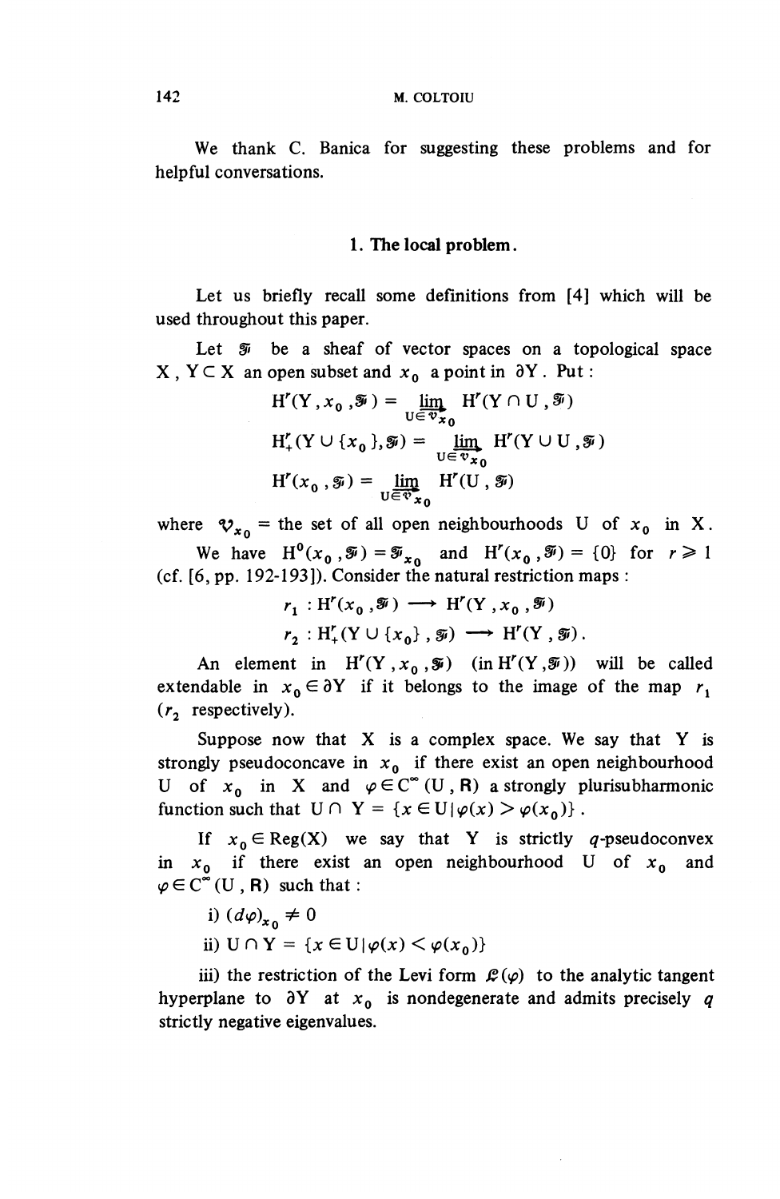We thank C. Banica for suggesting these problems and for helpful conversations.

## 1. The local problem.

Let us briefly recall some definitions from [4] which will be used throughout this paper.

Let $\mathcal{F}$ be a sheaf of vector spaces on a topological space X, $Y \subset X$ an open subset and $x_0$ a point in $\partial Y$. Put:

$$H^r(Y, x_0, \mathcal{F}) = \varinjlim_{U \in \mathcal{V}_{x_0}} H^r(Y \cap U, \mathcal{F})$$

$$H^r_+(Y \cup \{x_0\}, \mathcal{F}) = \varinjlim_{U \in \mathcal{V}_{x_0}} H^r(Y \cup U, \mathcal{F})$$

$$H^r(x_0, \mathcal{F}) = \varinjlim_{U \in \mathcal{V}_{x_0}} H^r(U, \mathcal{F})$$

where $\mathcal{V}_{x_0}$ = the set of all open neighbourhoods U of $x_0$ in X.

We have $H^0(x_0, \mathcal{F}) = \mathcal{F}_{x_0}$ and $H^r(x_0, \mathcal{F}) = \{0\}$ for $r \geqslant 1$ (cf. [6, pp. 192-193]). Consider the natural restriction maps:

$$r_1 : H^r(x_0, \mathcal{F}) \longrightarrow H^r(Y, x_0, \mathcal{F})$$

$$r_2 : H^r_+(Y \cup \{x_0\}, \mathcal{F}) \longrightarrow H^r(Y, \mathcal{F}).$$

An element in $H^r(Y, x_0, \mathcal{F})$ (in $H^r(Y, \mathcal{F})$) will be called extendable in $x_0 \in \partial Y$ if it belongs to the image of the map $r_1$ ($r_2$ respectively).

Suppose now that X is a complex space. We say that Y is strongly pseudoconcave in $x_0$ if there exist an open neighbourhood U of $x_0$ in X and $\varphi \in C^\infty(U, \mathbf{R})$ a strongly plurisubharmonic function such that $U \cap Y = \{x \in U \mid \varphi(x) > \varphi(x_0)\}$.

If $x_0 \in \mathrm{Reg}(X)$ we say that Y is strictly $q$-pseudoconvex in $x_0$ if there exist an open neighbourhood U of $x_0$ and $\varphi \in C^\infty(U, \mathbf{R})$ such that:

i) $(d\varphi)_{x_0} \neq 0$

ii) $U \cap Y = \{x \in U \mid \varphi(x) < \varphi(x_0)\}$

iii) the restriction of the Levi form $\mathcal{L}(\varphi)$ to the analytic tangent hyperplane to $\partial Y$ at $x_0$ is nondegenerate and admits precisely $q$ strictly negative eigenvalues.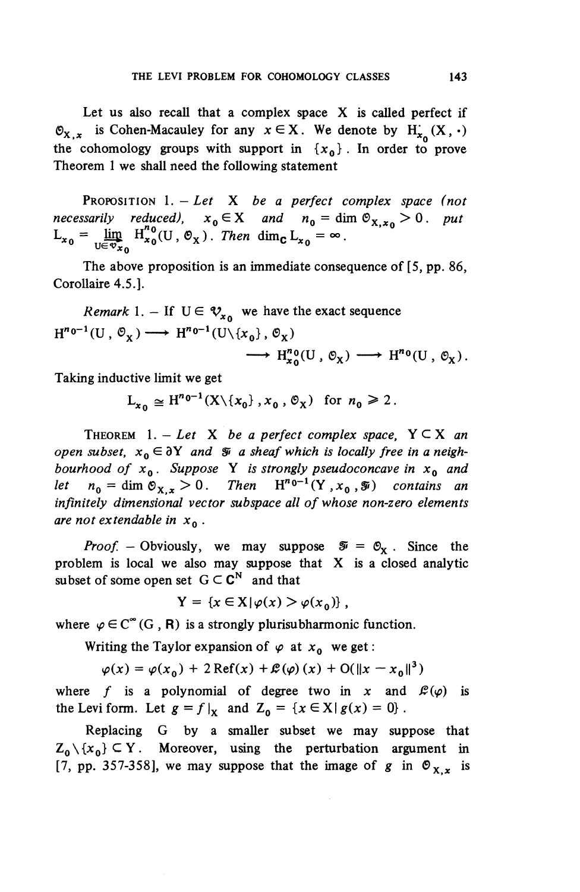Let us also recall that a complex space $X$ is called perfect if $\mathcal{O}_{X,x}$ is Cohen-Macauley for any $x \in X$. We denote by $H^{\cdot}_{x_0}(X, \cdot)$ the cohomology groups with support in $\{x_0\}$. In order to prove Theorem 1 we shall need the following statement

PROPOSITION 1. — *Let $X$ be a perfect complex space (not necessarily reduced), $x_0 \in X$ and $n_0 = \dim \mathcal{O}_{X,x_0} > 0$. put $L_{x_0} = \varinjlim_{U \in \mathcal{V}_{x_0}} H^{n_0}_{x_0}(U, \mathcal{O}_X)$. Then $\dim_{\mathbf{C}} L_{x_0} = \infty$.*

The above proposition is an immediate consequence of [5, pp. 86, Corollaire 4.5.].

*Remark* 1. — If $U \in \mathcal{V}_{x_0}$ we have the exact sequence

$$H^{n_0-1}(U, \mathcal{O}_X) \longrightarrow H^{n_0-1}(U \setminus \{x_0\}, \mathcal{O}_X) \longrightarrow H^{n_0}_{x_0}(U, \mathcal{O}_X) \longrightarrow H^{n_0}(U, \mathcal{O}_X).$$

Taking inductive limit we get

$$L_{x_0} \cong H^{n_0-1}(X \setminus \{x_0\}, x_0, \mathcal{O}_X) \quad \text{for } n_0 \geqslant 2.$$

THEOREM 1. — *Let $X$ be a perfect complex space, $Y \subset X$ an open subset, $x_0 \in \partial Y$ and $\mathcal{F}$ a sheaf which is locally free in a neighbourhood of $x_0$. Suppose $Y$ is strongly pseudoconcave in $x_0$ and let $n_0 = \dim \mathcal{O}_{X,x} > 0$. Then $H^{n_0-1}(Y, x_0, \mathcal{F})$ contains an infinitely dimensional vector subspace all of whose non-zero elements are not extendable in $x_0$.*

*Proof.* — Obviously, we may suppose $\mathcal{F} = \mathcal{O}_X$. Since the problem is local we also may suppose that $X$ is a closed analytic subset of some open set $G \subset \mathbf{C}^N$ and that

$$Y = \{x \in X \mid \varphi(x) > \varphi(x_0)\},$$

where $\varphi \in C^\infty(G, \mathbf{R})$ is a strongly plurisubharmonic function.

Writing the Taylor expansion of $\varphi$ at $x_0$ we get:

$$\varphi(x) = \varphi(x_0) + 2 \operatorname{Re} f(x) + \mathcal{L}(\varphi)(x) + O(\|x - x_0\|^3)$$

where $f$ is a polynomial of degree two in $x$ and $\mathcal{L}(\varphi)$ is the Levi form. Let $g = f|_X$ and $Z_0 = \{x \in X \mid g(x) = 0\}$.

Replacing $G$ by a smaller subset we may suppose that $Z_0 \setminus \{x_0\} \subset Y$. Moreover, using the perturbation argument in [7, pp. 357-358], we may suppose that the image of $g$ in $\mathcal{O}_{X,x}$ is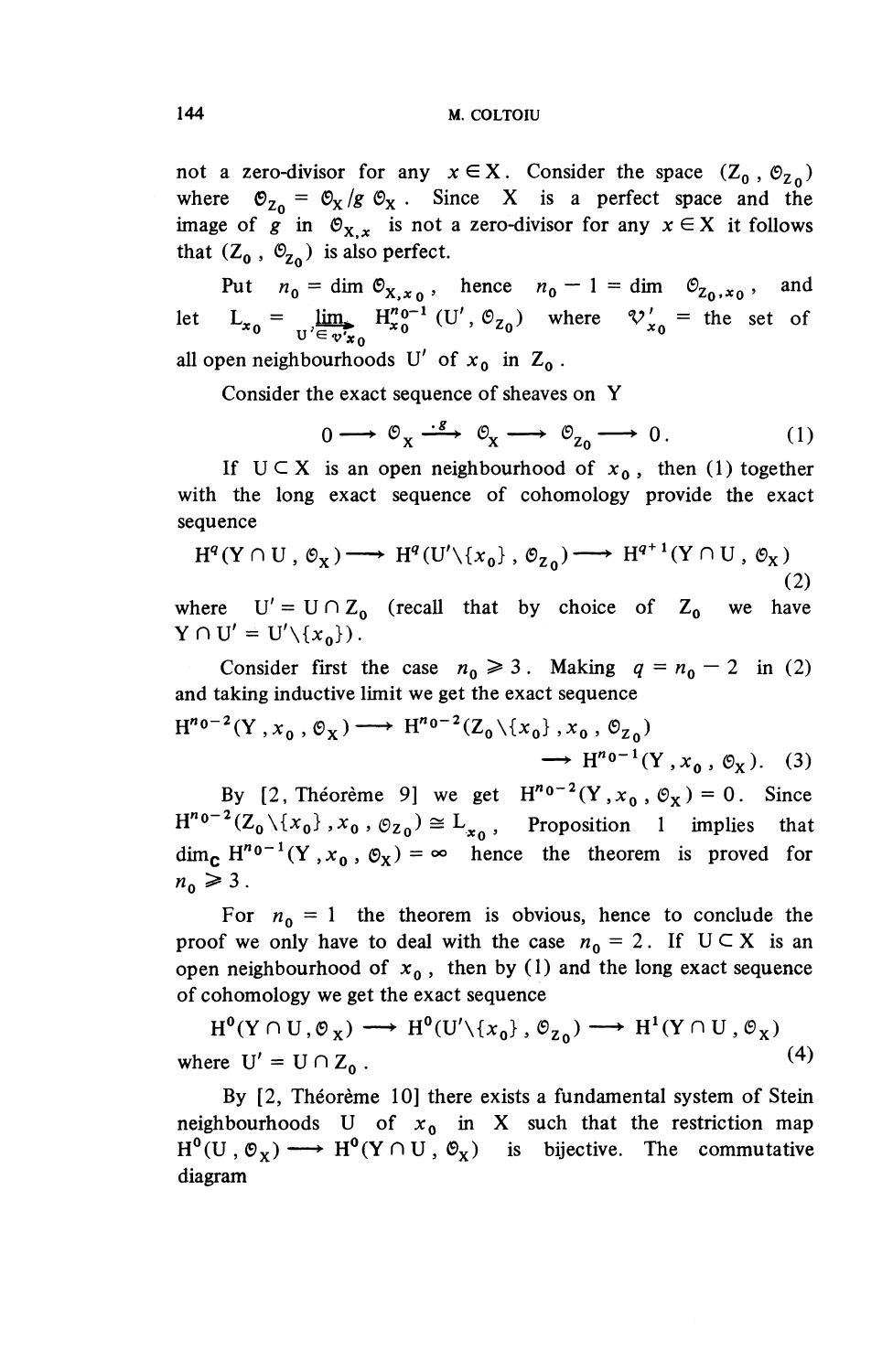not a zero-divisor for any $x \in X$. Consider the space $(Z_0, \mathcal{O}_{Z_0})$ where $\mathcal{O}_{Z_0} = \mathcal{O}_X / g\, \mathcal{O}_X$. Since X is a perfect space and the image of $g$ in $\mathcal{O}_{X,x}$ is not a zero-divisor for any $x \in X$ it follows that $(Z_0, \mathcal{O}_{Z_0})$ is also perfect.

Put $n_0 = \dim \mathcal{O}_{X,x_0}$, hence $n_0 - 1 = \dim \mathcal{O}_{Z_0,x_0}$, and let $L_{x_0} = \varinjlim_{U' \in \mathcal{V}'_{x_0}} H^{n_0-1}_{x_0}(U', \mathcal{O}_{Z_0})$ where $\mathcal{V}'_{x_0}$ = the set of all open neighbourhoods $U'$ of $x_0$ in $Z_0$.

Consider the exact sequence of sheaves on Y

$$0 \longrightarrow \mathcal{O}_X \xrightarrow{\cdot g} \mathcal{O}_X \longrightarrow \mathcal{O}_{Z_0} \longrightarrow 0. \tag{1}$$

If $U \subset X$ is an open neighbourhood of $x_0$, then (1) together with the long exact sequence of cohomology provide the exact sequence

$$H^q(Y \cap U, \mathcal{O}_X) \longrightarrow H^q(U' \backslash \{x_0\}, \mathcal{O}_{Z_0}) \longrightarrow H^{q+1}(Y \cap U, \mathcal{O}_X) \tag{2}$$

where $U' = U \cap Z_0$ (recall that by choice of $Z_0$ we have $Y \cap U' = U' \backslash \{x_0\}$).

Consider first the case $n_0 \geqslant 3$. Making $q = n_0 - 2$ in (2) and taking inductive limit we get the exact sequence

$$H^{n_0-2}(Y, x_0, \mathcal{O}_X) \longrightarrow H^{n_0-2}(Z_0 \backslash \{x_0\}, x_0, \mathcal{O}_{Z_0}) \longrightarrow H^{n_0-1}(Y, x_0, \mathcal{O}_X). \tag{3}$$

By [2, Théorème 9] we get $H^{n_0-2}(Y, x_0, \mathcal{O}_X) = 0$. Since $H^{n_0-2}(Z_0 \backslash \{x_0\}, x_0, \mathcal{O}_{Z_0}) \cong L_{x_0}$, Proposition 1 implies that $\dim_{\mathbf{C}} H^{n_0-1}(Y, x_0, \mathcal{O}_X) = \infty$ hence the theorem is proved for $n_0 \geqslant 3$.

For $n_0 = 1$ the theorem is obvious, hence to conclude the proof we only have to deal with the case $n_0 = 2$. If $U \subset X$ is an open neighbourhood of $x_0$, then by (1) and the long exact sequence of cohomology we get the exact sequence

$$H^0(Y \cap U, \mathcal{O}_X) \longrightarrow H^0(U' \backslash \{x_0\}, \mathcal{O}_{Z_0}) \longrightarrow H^1(Y \cap U, \mathcal{O}_X) \tag{4}$$

where $U' = U \cap Z_0$.

By [2, Théorème 10] there exists a fundamental system of Stein neighbourhoods U of $x_0$ in X such that the restriction map $H^0(U, \mathcal{O}_X) \longrightarrow H^0(Y \cap U, \mathcal{O}_X)$ is bijective. The commutative diagram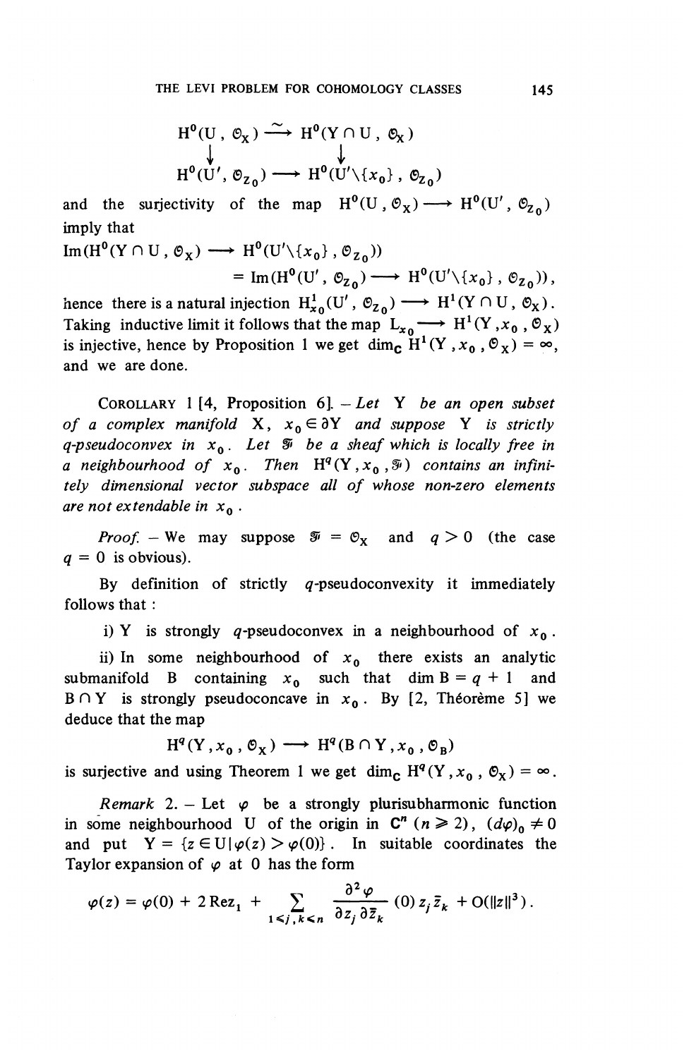$$\begin{array}{ccc} H^0(U, \mathcal{O}_X) & \xrightarrow{\sim} & H^0(Y \cap U, \mathcal{O}_X) \\ \downarrow & & \downarrow \\ H^0(U', \mathcal{O}_{Z_0}) & \longrightarrow & H^0(U' \setminus \{x_0\}, \mathcal{O}_{Z_0}) \end{array}$$

and the surjectivity of the map $H^0(U, \mathcal{O}_X) \longrightarrow H^0(U', \mathcal{O}_{Z_0})$ imply that

$$\operatorname{Im}(H^0(Y \cap U, \mathcal{O}_X) \longrightarrow H^0(U' \setminus \{x_0\}, \mathcal{O}_{Z_0})) = \operatorname{Im}(H^0(U', \mathcal{O}_{Z_0}) \longrightarrow H^0(U' \setminus \{x_0\}, \mathcal{O}_{Z_0})),$$

hence there is a natural injection $H^1_{x_0}(U', \mathcal{O}_{Z_0}) \longrightarrow H^1(Y \cap U, \mathcal{O}_X)$. Taking inductive limit it follows that the map $L_{x_0} \longrightarrow H^1(Y, x_0, \mathcal{O}_X)$ is injective, hence by Proposition 1 we get $\dim_{\mathbf{C}} H^1(Y, x_0, \mathcal{O}_X) = \infty$, and we are done.

COROLLARY 1 [4, Proposition 6]. – *Let* Y *be an open subset of a complex manifold* X, $x_0 \in \partial Y$ *and suppose* Y *is strictly* $q$*-pseudoconvex in* $x_0$. *Let* $\mathcal{F}$ *be a sheaf which is locally free in a neighbourhood of* $x_0$. *Then* $H^q(Y, x_0, \mathcal{F})$ *contains an infinitely dimensional vector subspace all of whose non-zero elements are not extendable in* $x_0$.

*Proof.* – We may suppose $\mathcal{F} = \mathcal{O}_X$ and $q > 0$ (the case $q = 0$ is obvious).

By definition of strictly $q$-pseudoconvexity it immediately follows that :

i) Y is strongly $q$-pseudoconvex in a neighbourhood of $x_0$.

ii) In some neighbourhood of $x_0$ there exists an analytic submanifold B containing $x_0$ such that $\dim B = q + 1$ and $B \cap Y$ is strongly pseudoconcave in $x_0$. By [2, Théorème 5] we deduce that the map

$$H^q(Y, x_0, \mathcal{O}_X) \longrightarrow H^q(B \cap Y, x_0, \mathcal{O}_B)$$

is surjective and using Theorem 1 we get $\dim_{\mathbf{C}} H^q(Y, x_0, \mathcal{O}_X) = \infty$.

*Remark* 2. – Let $\varphi$ be a strongly plurisubharmonic function in some neighbourhood U of the origin in $\mathbf{C}^n$ $(n \geqslant 2)$, $(d\varphi)_0 \neq 0$ and put $Y = \{z \in U \mid \varphi(z) > \varphi(0)\}$. In suitable coordinates the Taylor expansion of $\varphi$ at 0 has the form

$$\varphi(z) = \varphi(0) + 2\operatorname{Re} z_1 + \sum_{1 \leqslant j,k \leqslant n} \frac{\partial^2 \varphi}{\partial z_j \partial \bar{z}_k}(0)\, z_j \bar{z}_k + O(\|z\|^3).$$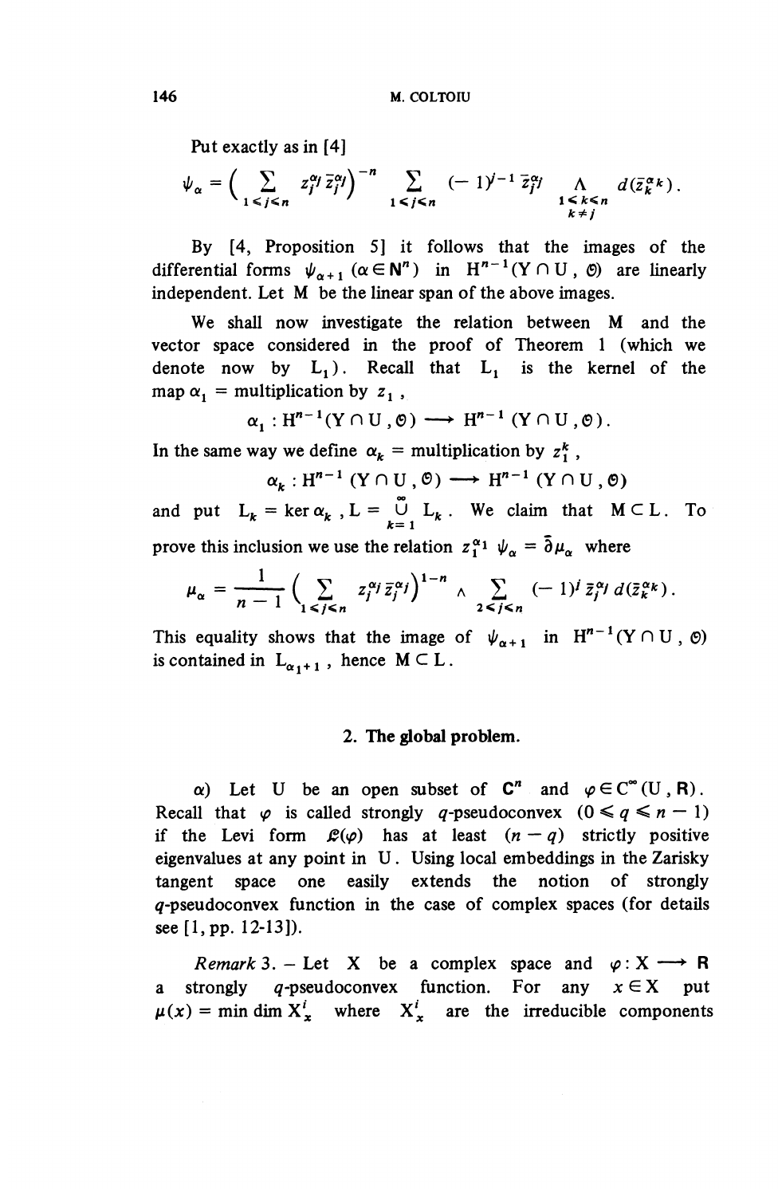Put exactly as in [4]

$$\psi_\alpha = \Big( \sum_{1 \leq j \leq n} z_j^{\alpha_j} \bar{z}_j^{\alpha_j} \Big)^{-n} \sum_{1 \leq j \leq n} (-1)^{j-1} \bar{z}_j^{\alpha_j} \bigwedge_{\substack{1 \leq k \leq n \\ k \neq j}} d(\bar{z}_k^{\alpha_k}) .$$

By [4, Proposition 5] it follows that the images of the differential forms $\psi_{\alpha+1}$ $(\alpha \in \mathbf{N}^n)$ in $\mathrm{H}^{n-1}(\mathrm{Y} \cap \mathrm{U}, \mathcal{O})$ are linearly independent. Let M be the linear span of the above images.

We shall now investigate the relation between M and the vector space considered in the proof of Theorem 1 (which we denote now by $\mathrm{L}_1$). Recall that $\mathrm{L}_1$ is the kernel of the map $\alpha_1$ = multiplication by $z_1$,

$$\alpha_1 : \mathrm{H}^{n-1}(\mathrm{Y} \cap \mathrm{U}, \mathcal{O}) \longrightarrow \mathrm{H}^{n-1}(\mathrm{Y} \cap \mathrm{U}, \mathcal{O}) .$$

In the same way we define $\alpha_k$ = multiplication by $z_1^k$,

$$\alpha_k : \mathrm{H}^{n-1}(\mathrm{Y} \cap \mathrm{U}, \mathcal{O}) \longrightarrow \mathrm{H}^{n-1}(\mathrm{Y} \cap \mathrm{U}, \mathcal{O})$$

and put $\mathrm{L}_k = \ker \alpha_k$, $\mathrm{L} = \bigcup_{k=1}^{\infty} \mathrm{L}_k$. We claim that $\mathrm{M} \subset \mathrm{L}$. To prove this inclusion we use the relation $z_1^{\alpha_1} \psi_\alpha = \bar{\partial} \mu_\alpha$ where

$$\mu_\alpha = \frac{1}{n-1} \Big( \sum_{1 \leq j \leq n} z_j^{\alpha_j} \bar{z}_j^{\alpha_j} \Big)^{1-n} \wedge \sum_{2 \leq j \leq n} (-1)^j \bar{z}_j^{\alpha_j} d(\bar{z}_k^{\alpha_k}) .$$

This equality shows that the image of $\psi_{\alpha+1}$ in $\mathrm{H}^{n-1}(\mathrm{Y} \cap \mathrm{U}, \mathcal{O})$ is contained in $\mathrm{L}_{\alpha_1+1}$, hence $\mathrm{M} \subset \mathrm{L}$.

## 2. The global problem.

$\alpha$) Let U be an open subset of $\mathbf{C}^n$ and $\varphi \in \mathrm{C}^\infty(\mathrm{U}, \mathbf{R})$. Recall that $\varphi$ is called strongly $q$-pseudoconvex $(0 \leq q \leq n-1)$ if the Levi form $\mathcal{L}(\varphi)$ has at least $(n-q)$ strictly positive eigenvalues at any point in U. Using local embeddings in the Zarisky tangent space one easily extends the notion of strongly $q$-pseudoconvex function in the case of complex spaces (for details see [1, pp. 12-13]).

*Remark* 3. – Let X be a complex space and $\varphi : \mathrm{X} \longrightarrow \mathbf{R}$ a strongly $q$-pseudoconvex function. For any $x \in \mathrm{X}$ put $\mu(x) = \min \dim \mathrm{X}_x^i$ where $\mathrm{X}_x^i$ are the irreducible components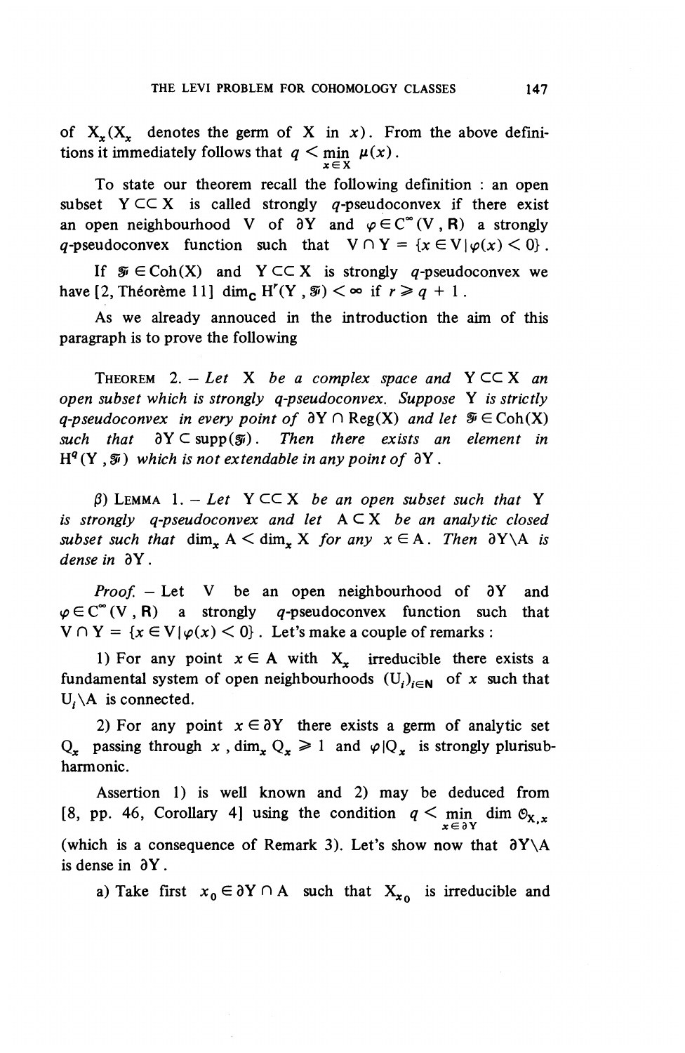of $X_x$ ($X_x$ denotes the germ of X in $x$). From the above definitions it immediately follows that $q < \min_{x \in X} \mu(x)$.

To state our theorem recall the following definition : an open subset $Y \subset\subset X$ is called strongly $q$-pseudoconvex if there exist an open neighbourhood V of $\partial Y$ and $\varphi \in C^\infty(V, \mathbf{R})$ a strongly $q$-pseudoconvex function such that $V \cap Y = \{x \in V \mid \varphi(x) < 0\}$.

If $\mathcal{F} \in \mathrm{Coh}(X)$ and $Y \subset\subset X$ is strongly $q$-pseudoconvex we have [2, Théorème 11] $\dim_{\mathbf{C}} H^r(Y, \mathcal{F}) < \infty$ if $r \geq q+1$.

As we already annouced in the introduction the aim of this paragraph is to prove the following

THEOREM 2. – *Let* X *be a complex space and* $Y \subset\subset X$ *an open subset which is strongly* $q$*-pseudoconvex. Suppose* Y *is strictly* $q$*-pseudoconvex in every point of* $\partial Y \cap \mathrm{Reg}(X)$ *and let* $\mathcal{F} \in \mathrm{Coh}(X)$ *such that* $\partial Y \subset \mathrm{supp}(\mathcal{F})$. *Then there exists an element in* $H^q(Y, \mathcal{F})$ *which is not extendable in any point of* $\partial Y$.

$\beta$) LEMMA 1. – *Let* $Y \subset\subset X$ *be an open subset such that* Y *is strongly* $q$*-pseudoconvex and let* $A \subset X$ *be an analytic closed subset such that* $\dim_x A < \dim_x X$ *for any* $x \in A$. *Then* $\partial Y \backslash A$ *is dense in* $\partial Y$.

*Proof.* – Let V be an open neighbourhood of $\partial Y$ and $\varphi \in C^\infty(V, \mathbf{R})$ a strongly $q$-pseudoconvex function such that $V \cap Y = \{x \in V \mid \varphi(x) < 0\}$. Let's make a couple of remarks :

1) For any point $x \in A$ with $X_x$ irreducible there exists a fundamental system of open neighbourhoods $(U_i)_{i \in \mathbf{N}}$ of $x$ such that $U_i \backslash A$ is connected.

2) For any point $x \in \partial Y$ there exists a germ of analytic set $Q_x$ passing through $x$, $\dim_x Q_x \geq 1$ and $\varphi | Q_x$ is strongly plurisubharmonic.

Assertion 1) is well known and 2) may be deduced from [8, pp. 46, Corollary 4] using the condition $q < \min_{x \in \partial Y} \dim \mathcal{O}_{X,x}$ (which is a consequence of Remark 3). Let's show now that $\partial Y \backslash A$ is dense in $\partial Y$.

a) Take first $x_0 \in \partial Y \cap A$ such that $X_{x_0}$ is irreducible and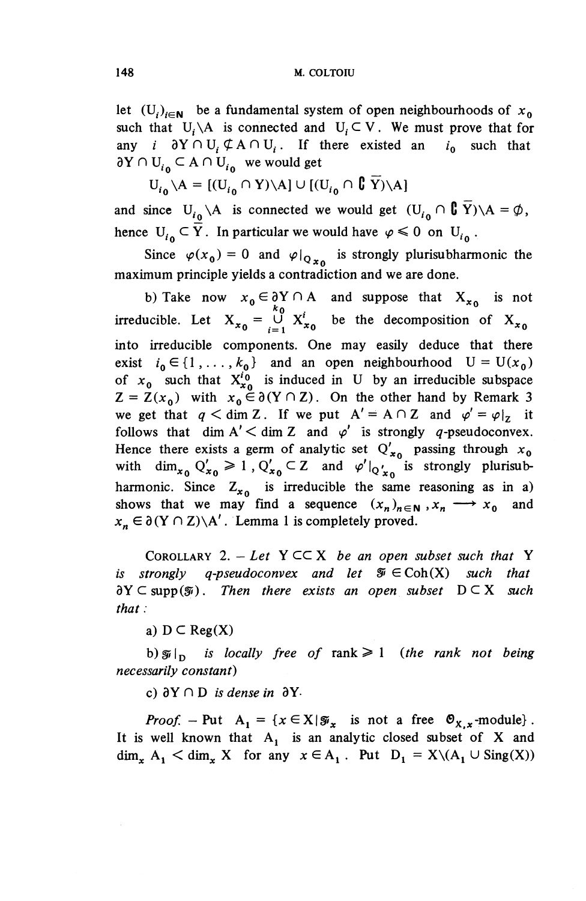let $(U_i)_{i \in \mathbf{N}}$ be a fundamental system of open neighbourhoods of $x_0$ such that $U_i \backslash A$ is connected and $U_i \subset V$. We must prove that for any $i$ $\partial Y \cap U_i \not\subset A \cap U_i$. If there existed an $i_0$ such that $\partial Y \cap U_{i_0} \subset A \cap U_{i_0}$ we would get

$$U_{i_0} \backslash A = [(U_{i_0} \cap Y) \backslash A] \cup [(U_{i_0} \cap \complement \overline{Y}) \backslash A]$$

and since $U_{i_0} \backslash A$ is connected we would get $(U_{i_0} \cap \complement \overline{Y}) \backslash A = \emptyset$, hence $U_{i_0} \subset \overline{Y}$. In particular we would have $\varphi \leqslant 0$ on $U_{i_0}$.

Since $\varphi(x_0) = 0$ and $\varphi|_{Q_{x_0}}$ is strongly plurisubharmonic the maximum principle yields a contradiction and we are done.

b) Take now $x_0 \in \partial Y \cap A$ and suppose that $X_{x_0}$ is not irreducible. Let $X_{x_0} = \bigcup_{i=1}^{k_0} X^i_{x_0}$ be the decomposition of $X_{x_0}$ into irreducible components. One may easily deduce that there exist $i_0 \in \{1, \ldots, k_0\}$ and an open neighbourhood $U = U(x_0)$ of $x_0$ such that $X^{i_0}_{x_0}$ is induced in $U$ by an irreducible subspace $Z = Z(x_0)$ with $x_0 \in \partial(Y \cap Z)$. On the other hand by Remark 3 we get that $q < \dim Z$. If we put $A' = A \cap Z$ and $\varphi' = \varphi|_Z$ it follows that $\dim A' < \dim Z$ and $\varphi'$ is strongly $q$-pseudoconvex. Hence there exists a germ of analytic set $Q'_{x_0}$ passing through $x_0$ with $\dim_{x_0} Q'_{x_0} \geqslant 1$, $Q'_{x_0} \subset Z$ and $\varphi'|_{Q'_{x_0}}$ is strongly plurisubharmonic. Since $Z_{x_0}$ is irreducible the same reasoning as in a) shows that we may find a sequence $(x_n)_{n \in \mathbf{N}}$, $x_n \longrightarrow x_0$ and $x_n \in \partial(Y \cap Z) \backslash A'$. Lemma 1 is completely proved.

Corollary 2. – *Let* $Y \subset\subset X$ *be an open subset such that* $Y$ *is strongly* $q$*-pseudoconvex and let* $\mathcal{F} \in \mathrm{Coh}(X)$ *such that* $\partial Y \subset \mathrm{supp}(\mathcal{F})$. *Then there exists an open subset* $D \subset X$ *such that :*

a) $D \subset \mathrm{Reg}(X)$

b) $\mathcal{F}|_D$ *is locally free of* rank $\geqslant 1$ *(the rank not being necessarily constant)*

c) $\partial Y \cap D$ *is dense in* $\partial Y$.

*Proof.* – Put $A_1 = \{x \in X \mid \mathcal{F}_x$ is not a free $\mathcal{O}_{X,x}$-module$\}$. It is well known that $A_1$ is an analytic closed subset of $X$ and $\dim_x A_1 < \dim_x X$ for any $x \in A_1$. Put $D_1 = X \backslash (A_1 \cup \mathrm{Sing}(X))$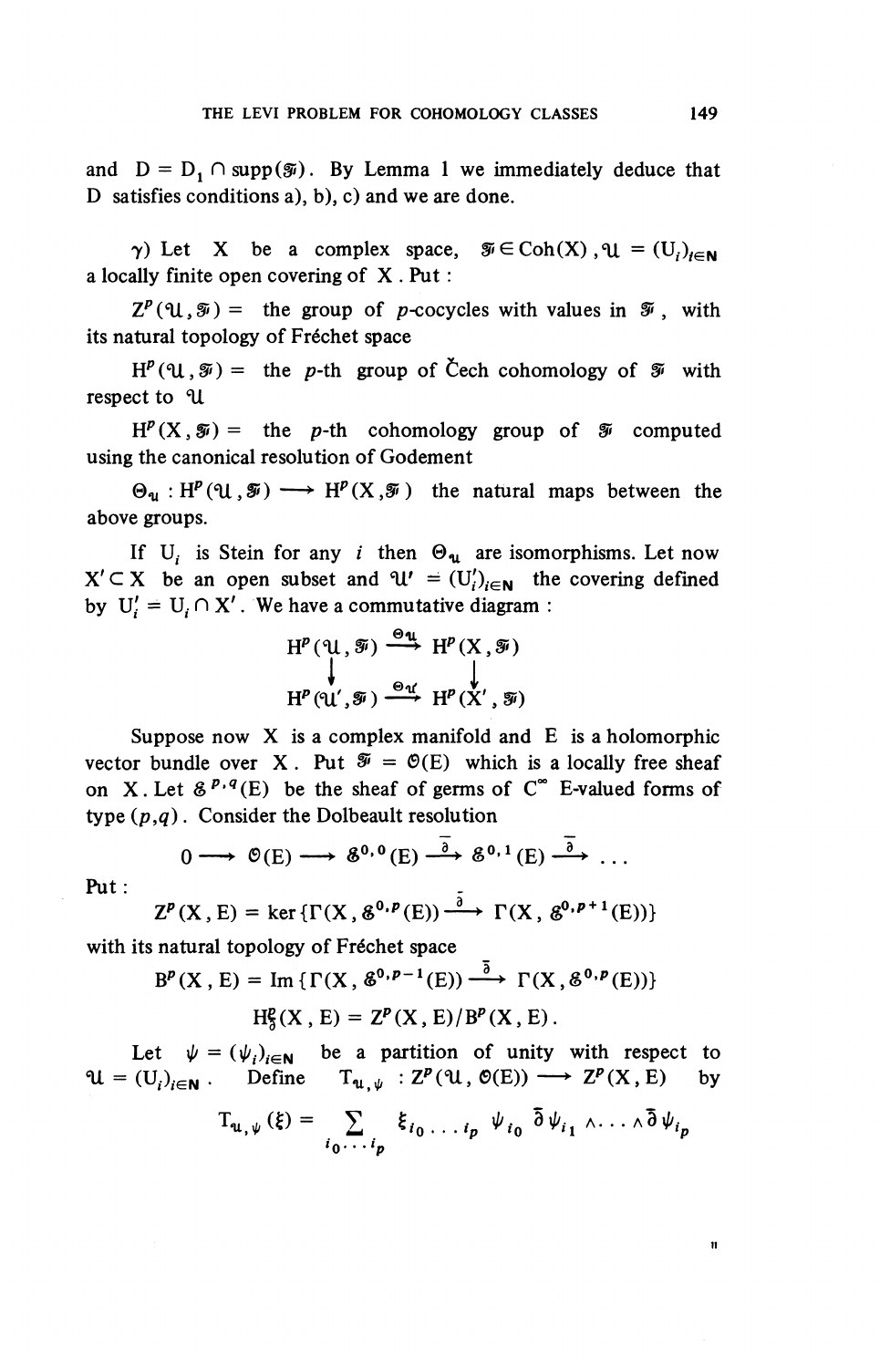and $D = D_1 \cap \operatorname{supp}(\mathcal{F})$. By Lemma 1 we immediately deduce that $D$ satisfies conditions a), b), c) and we are done.

γ) Let $X$ be a complex space, $\mathcal{F} \in \operatorname{Coh}(X)$, $\mathcal{U} = (U_i)_{i \in \mathbf{N}}$ a locally finite open covering of $X$. Put :

$Z^p(\mathcal{U}, \mathcal{F}) =$ the group of $p$-cocycles with values in $\mathcal{F}$, with its natural topology of Fréchet space

$H^p(\mathcal{U}, \mathcal{F}) =$ the $p$-th group of Čech cohomology of $\mathcal{F}$ with respect to $\mathcal{U}$

$H^p(X, \mathcal{F}) =$ the $p$-th cohomology group of $\mathcal{F}$ computed using the canonical resolution of Godement

$\Theta_{\mathcal{U}} : H^p(\mathcal{U}, \mathcal{F}) \longrightarrow H^p(X, \mathcal{F})$ the natural maps between the above groups.

If $U_i$ is Stein for any $i$ then $\Theta_{\mathcal{U}}$ are isomorphisms. Let now $X' \subset X$ be an open subset and $\mathcal{U}' = (U'_i)_{i \in \mathbf{N}}$ the covering defined by $U'_i = U_i \cap X'$. We have a commutative diagram :

$$\begin{array}{ccc} H^p(\mathcal{U}, \mathcal{F}) & \xrightarrow{\Theta_{\mathcal{U}}} & H^p(X, \mathcal{F}) \\ \downarrow & & \downarrow \\ H^p(\mathcal{U}', \mathcal{F}) & \xrightarrow{\Theta_{\mathcal{U}'}} & H^p(X', \mathcal{F}) \end{array}$$

Suppose now $X$ is a complex manifold and $E$ is a holomorphic vector bundle over $X$. Put $\mathcal{F} = \mathcal{O}(E)$ which is a locally free sheaf on $X$. Let $\mathcal{E}^{p,q}(E)$ be the sheaf of germs of $C^\infty$ $E$-valued forms of type $(p,q)$. Consider the Dolbeault resolution

$$0 \longrightarrow \mathcal{O}(E) \longrightarrow \mathcal{E}^{0,0}(E) \xrightarrow{\bar{\partial}} \mathcal{E}^{0,1}(E) \xrightarrow{\bar{\partial}} \cdots$$

Put :

$$Z^p(X, E) = \ker \{\Gamma(X, \mathcal{E}^{0,p}(E)) \xrightarrow{\bar{\partial}} \Gamma(X, \mathcal{E}^{0,p+1}(E))\}$$

with its natural topology of Fréchet space

$$B^p(X, E) = \operatorname{Im} \{\Gamma(X, \mathcal{E}^{0,p-1}(E)) \xrightarrow{\bar{\partial}} \Gamma(X, \mathcal{E}^{0,p}(E))\}$$

$$H^p_{\bar{\partial}}(X, E) = Z^p(X, E)/B^p(X, E).$$

Let $\psi = (\psi_i)_{i \in \mathbf{N}}$ be a partition of unity with respect to $\mathcal{U} = (U_i)_{i \in \mathbf{N}}$. Define $T_{\mathcal{U}, \psi} : Z^p(\mathcal{U}, \mathcal{O}(E)) \longrightarrow Z^p(X, E)$ by

$$T_{\mathcal{U}, \psi}(\xi) = \sum_{i_0 \ldots i_p} \xi_{i_0 \ldots i_p} \psi_{i_0} \bar{\partial} \psi_{i_1} \wedge \ldots \wedge \bar{\partial} \psi_{i_p}$$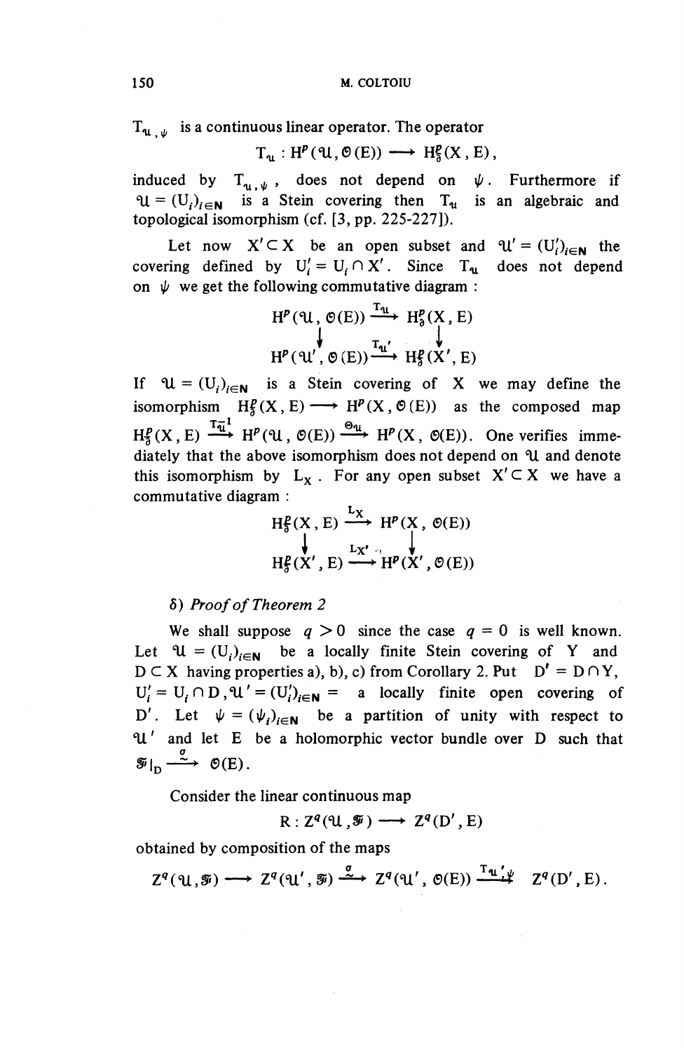$T_{\mathfrak{U},\psi}$ is a continuous linear operator. The operator

$$T_{\mathfrak{U}} : H^p(\mathfrak{U}, \mathcal{O}(E)) \longrightarrow H^p_{\bar{\partial}}(X, E),$$

induced by $T_{\mathfrak{U},\psi}$, does not depend on $\psi$. Furthermore if $\mathfrak{U} = (U_i)_{i\in\mathbf{N}}$ is a Stein covering then $T_{\mathfrak{U}}$ is an algebraic and topological isomorphism (cf. [3, pp. 225-227]).

Let now $X' \subset X$ be an open subset and $\mathfrak{U}' = (U_i')_{i\in\mathbf{N}}$ the covering defined by $U_i' = U_i \cap X'$. Since $T_{\mathfrak{U}}$ does not depend on $\psi$ we get the following commutative diagram :

$$\begin{array}{ccc} H^p(\mathfrak{U}, \mathcal{O}(E)) & \xrightarrow{T_{\mathfrak{U}}} & H^p_{\bar{\partial}}(X, E) \\ \downarrow & & \downarrow \\ H^p(\mathfrak{U}', \mathcal{O}(E)) & \xrightarrow{T_{\mathfrak{U}'}} & H^p_{\bar{\partial}}(X', E) \end{array}$$

If $\mathfrak{U} = (U_i)_{i\in\mathbf{N}}$ is a Stein covering of $X$ we may define the isomorphism $H^p_{\bar{\partial}}(X, E) \longrightarrow H^p(X, \mathcal{O}(E))$ as the composed map $H^p_{\bar{\partial}}(X, E) \xrightarrow{T_{\mathfrak{U}}^{-1}} H^p(\mathfrak{U}, \mathcal{O}(E)) \xrightarrow{\Theta_{\mathfrak{U}}} H^p(X, \mathcal{O}(E))$. One verifies immediately that the above isomorphism does not depend on $\mathfrak{U}$ and denote this isomorphism by $L_X$. For any open subset $X' \subset X$ we have a commutative diagram :

$$\begin{array}{ccc} H^p_{\bar{\partial}}(X, E) & \xrightarrow{L_X} & H^p(X, \mathcal{O}(E)) \\ \downarrow & & \downarrow \\ H^p_{\bar{\partial}}(X', E) & \xrightarrow{L_{X'}} & H^p(X', \mathcal{O}(E)) \end{array}$$

*δ) Proof of Theorem 2*

We shall suppose $q > 0$ since the case $q = 0$ is well known. Let $\mathfrak{U} = (U_i)_{i\in\mathbf{N}}$ be a locally finite Stein covering of $Y$ and $D \subset X$ having properties a), b), c) from Corollary 2. Put $D' = D \cap Y$, $U_i' = U_i \cap D$, $\mathfrak{U}' = (U_i')_{i\in\mathbf{N}}$ = a locally finite open covering of $D'$. Let $\psi = (\psi_i)_{i\in\mathbf{N}}$ be a partition of unity with respect to $\mathfrak{U}'$ and let $E$ be a holomorphic vector bundle over $D$ such that $\mathcal{F}|_D \xrightarrow{\sigma} \mathcal{O}(E)$.

Consider the linear continuous map

$$R : Z^q(\mathfrak{U}, \mathcal{F}) \longrightarrow Z^q(D', E)$$

obtained by composition of the maps

$$Z^q(\mathfrak{U}, \mathcal{F}) \longrightarrow Z^q(\mathfrak{U}', \mathcal{F}) \xrightarrow{\sigma} Z^q(\mathfrak{U}', \mathcal{O}(E)) \xrightarrow{T_{\mathfrak{U}',\psi}} Z^q(D', E).$$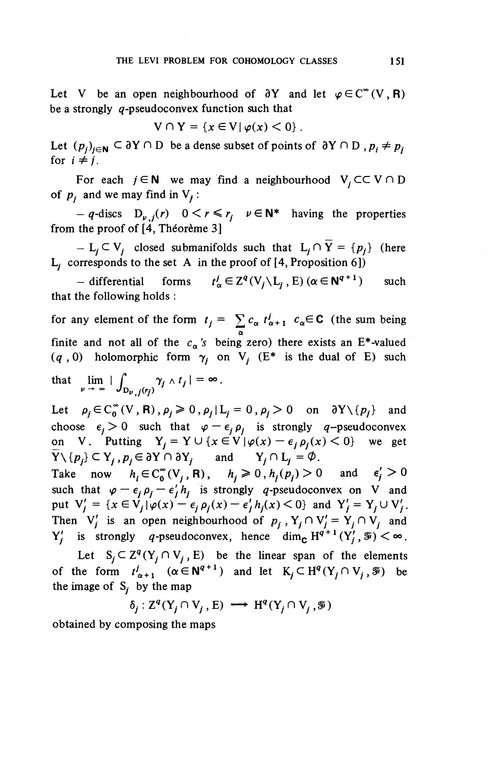Let $V$ be an open neighbourhood of $\partial Y$ and let $\varphi \in C^\infty(V, \mathbf{R})$ be a strongly $q$-pseudoconvex function such that

$$V \cap Y = \{x \in V \mid \varphi(x) < 0\}.$$

Let $(p_j)_{j \in \mathbf{N}} \subset \partial Y \cap D$ be a dense subset of points of $\partial Y \cap D$, $p_i \neq p_j$ for $i \neq j$.

For each $j \in \mathbf{N}$ we may find a neighbourhood $V_j \subset\subset V \cap D$ of $p_j$ and we may find in $V_j$ :

– $q$-discs $D_{\nu,j}(r)$ $0 < r \leqslant r_j$ $\nu \in \mathbf{N}^*$ having the properties from the proof of [4, Théorème 3]

– $L_j \subset V_j$ closed submanifolds such that $L_j \cap \overline{Y} = \{p_j\}$ (here $L_j$ corresponds to the set $A$ in the proof of [4, Proposition 6])

– differential forms $t^j_\alpha \in Z^q(V_j \backslash L_j, E)$ $(\alpha \in \mathbf{N}^{q+1})$ such that the following holds :

for any element of the form $t_j = \sum_\alpha c_\alpha t^j_{\alpha+1}$ $c_\alpha \in \mathbf{C}$ (the sum being finite and not all of the $c_\alpha$'s being zero) there exists an $E^*$-valued $(q, 0)$ holomorphic form $\gamma_j$ on $V_j$ ($E^*$ is the dual of $E$) such that $\lim\limits_{\nu \to \infty} \left| \int_{D_{\nu,j}(r_j)} \gamma_j \wedge t_j \right| = \infty$.

Let $\rho_j \in C^\infty_0(V, \mathbf{R})$, $\rho_j \geqslant 0$, $\rho_j \mid L_j = 0$, $\rho_j > 0$ on $\partial Y \backslash \{p_j\}$ and choose $\epsilon_j > 0$ such that $\varphi - \epsilon_j \rho_j$ is strongly $q$-pseudoconvex on $V$. Putting $Y_j = Y \cup \{x \in V \mid \varphi(x) - \epsilon_j \rho_j(x) < 0\}$ we get $\overline{Y} \backslash \{p_j\} \subset Y_j$, $p_j \in \partial Y \cap \partial Y_j$ and $Y_j \cap L_j = \varnothing$.

Take now $h_j \in C^\infty_0(V_j, \mathbf{R})$, $h_j \geqslant 0$, $h_j(p_j) > 0$ and $\epsilon'_j > 0$ such that $\varphi - \epsilon_j \rho_j - \epsilon'_j h_j$ is strongly $q$-pseudoconvex on $V$ and put $V'_j = \{x \in V_j \mid \varphi(x) - \epsilon_j \rho_j(x) - \epsilon'_j h_j(x) < 0\}$ and $Y'_j = Y_j \cup V'_j$. Then $V'_j$ is an open neighbourhood of $p_j$, $Y_j \cap V'_j = Y_j \cap V_j$ and $Y'_j$ is strongly $q$-pseudoconvex, hence $\dim_{\mathbf{C}} H^{q+1}(Y'_j, \mathcal{F}) < \infty$.

Let $S_j \subset Z^q(Y_j \cap V_j, E)$ be the linear span of the elements of the form $t^j_{\alpha+1}$ $(\alpha \in \mathbf{N}^{q+1})$ and let $K_j \subset H^q(Y_j \cap V_j, \mathcal{F})$ be the image of $S_j$ by the map

$$\delta_j : Z^q(Y_j \cap V_j, E) \longrightarrow H^q(Y_j \cap V_j, \mathcal{F})$$

obtained by composing the maps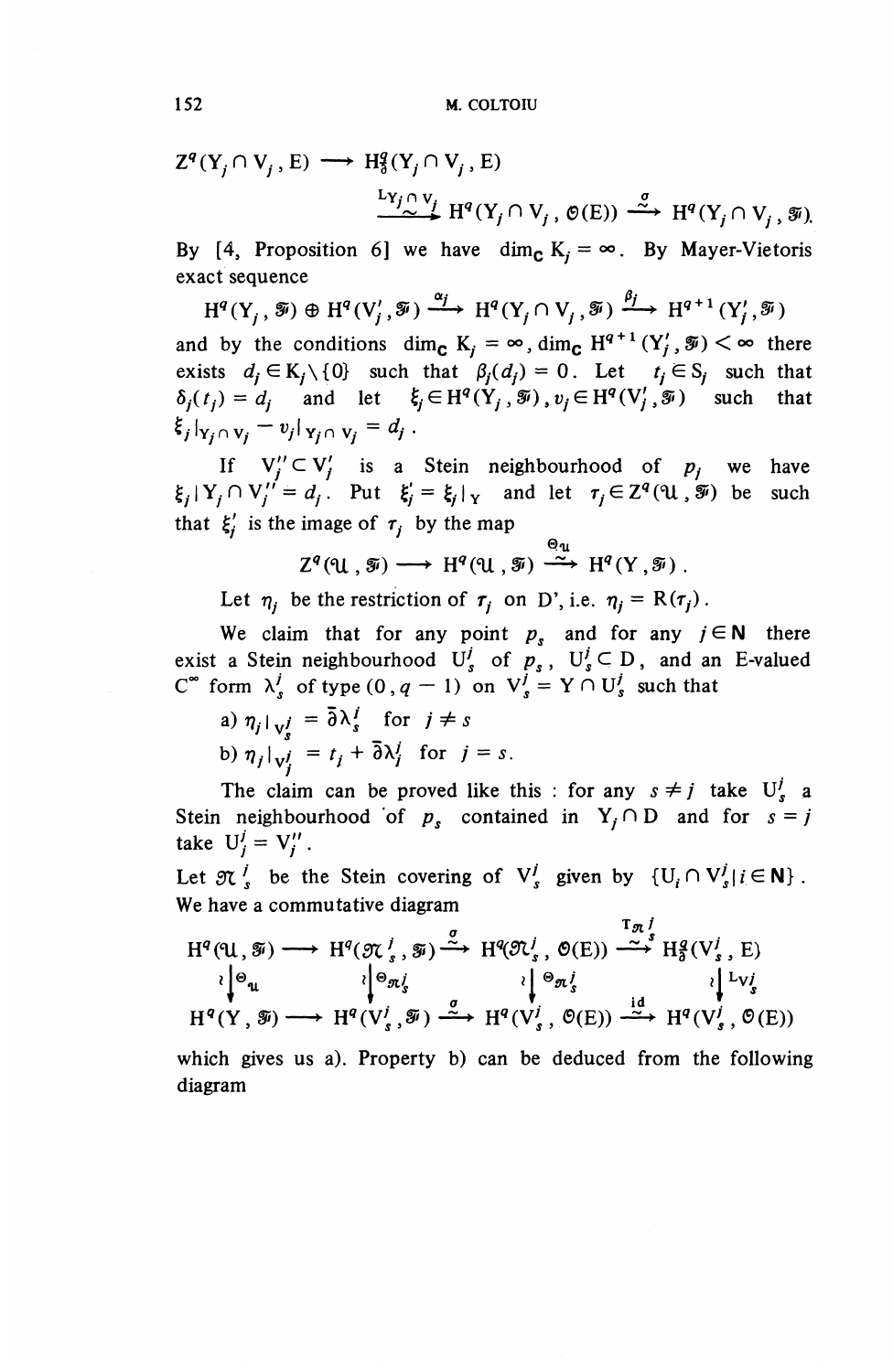$$Z^q(Y_j \cap V_j, E) \longrightarrow H^q_{\bar\partial}(Y_j \cap V_j, E)$$

$$\xrightarrow[\sim]{L_{Y_j \cap V_j}} H^q(Y_j \cap V_j, \mathcal{O}(E)) \xrightarrow[\sim]{\sigma} H^q(Y_j \cap V_j, \mathcal{F}).$$

By [4, Proposition 6] we have $\dim_{\mathbf{C}} K_j = \infty$. By Mayer-Vietoris exact sequence

$$H^q(Y_j, \mathcal{F}) \oplus H^q(V_j', \mathcal{F}) \xrightarrow{\alpha_j} H^q(Y_j \cap V_j, \mathcal{F}) \xrightarrow{\beta_j} H^{q+1}(Y_j', \mathcal{F})$$

and by the conditions $\dim_{\mathbf{C}} K_j = \infty$, $\dim_{\mathbf{C}} H^{q+1}(Y_j', \mathcal{F}) < \infty$ there exists $d_j \in K_j \setminus \{0\}$ such that $\beta_j(d_j) = 0$. Let $t_j \in S_j$ such that $\delta_j(t_j) = d_j$ and let $\xi_j \in H^q(Y_j, \mathcal{F}), v_j \in H^q(V_j', \mathcal{F})$ such that $\xi_j|_{Y_j \cap V_j} - v_j|_{Y_j \cap V_j} = d_j$.

If $V_j'' \subset V_j'$ is a Stein neighbourhood of $p_j$ we have $\xi_j | Y_j \cap V_j'' = d_j$. Put $\xi_j' = \xi_j|_Y$ and let $\tau_j \in Z^q(\mathcal{U}, \mathcal{F})$ be such that $\xi_j'$ is the image of $\tau_j$ by the map

$$Z^q(\mathcal{U}, \mathcal{F}) \longrightarrow H^q(\mathcal{U}, \mathcal{F}) \xrightarrow[\sim]{\Theta_{\mathcal{U}}} H^q(Y, \mathcal{F}).$$

Let $\eta_j$ be the restriction of $\tau_j$ on D', i.e. $\eta_j = R(\tau_j)$.

We claim that for any point $p_s$ and for any $j \in \mathbf{N}$ there exist a Stein neighbourhood $U_s^j$ of $p_s$, $U_s^j \subset D$, and an E-valued $C^\infty$ form $\lambda_s^j$ of type $(0, q-1)$ on $V_s^j = Y \cap U_s^j$ such that

a) $\eta_j|_{V_s^j} = \bar\partial \lambda_s^j$ for $j \neq s$

b) $\eta_j|_{V_j^j} = t_j + \bar\partial \lambda_j^j$ for $j = s$.

The claim can be proved like this : for any $s \neq j$ take $U_s^j$ a Stein neighbourhood of $p_s$ contained in $Y_j \cap D$ and for $s = j$ take $U_j^j = V_j''$.

Let $\mathcal{N}_s^j$ be the Stein covering of $V_s^j$ given by $\{U_i \cap V_s^j | i \in \mathbf{N}\}$. We have a commutative diagram

$$\begin{array}{ccccccc}
H^q(\mathcal{U}, \mathcal{F}) & \longrightarrow & H^q(\mathcal{N}_s^j, \mathcal{F}) & \xrightarrow[\sim]{\sigma} & H^q(\mathcal{N}_s^j, \mathcal{O}(E)) & \xrightarrow[\sim]{T_{\mathcal{N}_s^j}} & H^q_{\bar\partial}(V_s^j, E) \\
\wr\downarrow \Theta_{\mathcal{U}} & & \wr\downarrow \Theta_{\mathcal{N}_s^j} & & \wr\downarrow \Theta_{\mathcal{N}_s^j} & & \wr\downarrow L_{V_s^j} \\
H^q(Y, \mathcal{F}) & \longrightarrow & H^q(V_s^j, \mathcal{F}) & \xrightarrow[\sim]{\sigma} & H^q(V_s^j, \mathcal{O}(E)) & \xrightarrow[\sim]{\mathrm{id}} & H^q(V_s^j, \mathcal{O}(E))
\end{array}$$

which gives us a). Property b) can be deduced from the following diagram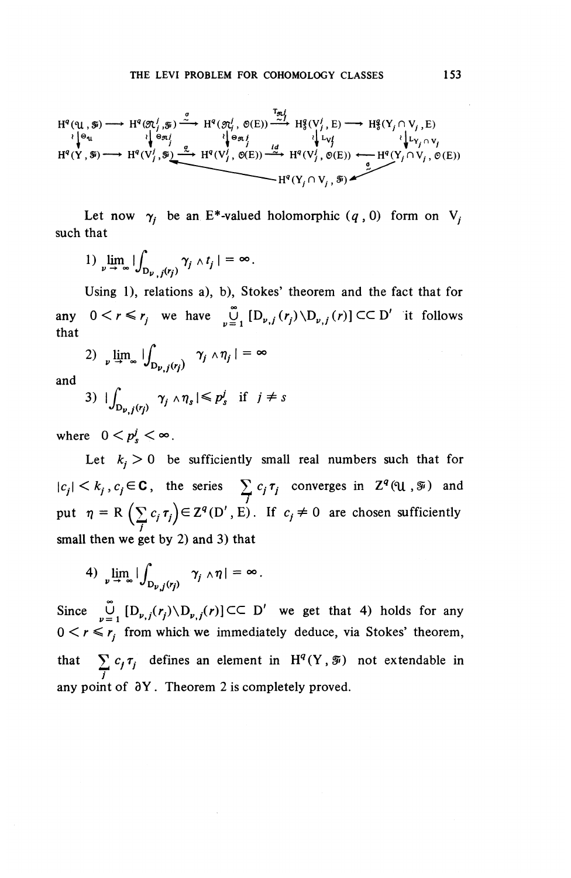$$
\begin{array}{ccccccccc}
H^q(\mathfrak{U}, \mathcal{F}) & \longrightarrow & H^q(\mathfrak{N}_j', \mathcal{F}) & \xrightarrow[\sim]{\alpha} & H^q(\mathfrak{N}_j', \mathcal{O}(E)) & \xrightarrow[\sim]{T_{\mathfrak{N}_j'}} & H^q_{\bar\partial}(V_j', E) & \longrightarrow & H^q_{\bar\partial}(Y_j \cap V_j, E) \\
\wr\downarrow \theta_{\mathfrak{U}} & & \wr\downarrow \theta_{\mathfrak{N}_j'} & & \wr\downarrow \theta_{\mathfrak{N}_j'} & & \wr\downarrow L_{V_j'} & & \wr\downarrow L_{Y_j \cap V_j} \\
H^q(Y, \mathcal{F}) & \longrightarrow & H^q(V_j', \mathcal{F}) & \xrightarrow[\sim]{\alpha} & H^q(V_j', \mathcal{O}(E)) & \xrightarrow{id} & H^q(V_j', \mathcal{O}(E)) & \longleftarrow & H^q(Y_j \cap V_j, \mathcal{O}(E)) \\
 & & & & & & H^q(Y_j \cap V_j, \mathcal{F}) & \xrightarrow[\sim]{\alpha} &
\end{array}
$$

Let now $\gamma_j$ be an $E^*$-valued holomorphic $(q, 0)$ form on $V_j$ such that

1) $\lim_{\nu \to \infty} \left| \int_{D_{\nu, j}(r_j)} \gamma_j \wedge t_j \right| = \infty .$

Using 1), relations a), b), Stokes' theorem and the fact that for any $0 < r \leqslant r_j$ we have $\bigcup_{\nu=1}^{\infty} [D_{\nu,j}(r_j) \backslash D_{\nu,j}(r)] \subset\subset D'$ it follows that

2) $\lim_{\nu \to \infty} \left| \int_{D_{\nu,j}(r_j)} \gamma_j \wedge \eta_j \right| = \infty$

and

3) $\left| \int_{D_{\nu,j}(r_j)} \gamma_j \wedge \eta_s \right| \leqslant p_s^j$ if $j \neq s$

where $0 < p_s^j < \infty$.

Let $k_j > 0$ be sufficiently small real numbers such that for $|c_j| < k_j, c_j \in \mathbf{C}$, the series $\sum_j c_j \tau_j$ converges in $Z^q(\mathfrak{U}, \mathcal{F})$ and put $\eta = R\left(\sum_j c_j \tau_j\right) \in Z^q(D', E)$. If $c_j \neq 0$ are chosen sufficiently small then we get by 2) and 3) that

4) $\lim_{\nu \to \infty} \left| \int_{D_{\nu,j}(r_j)} \gamma_j \wedge \eta \right| = \infty .$

Since $\bigcup_{\nu=1}^{\infty} [D_{\nu,j}(r_j) \backslash D_{\nu,j}(r)] \subset\subset D'$ we get that 4) holds for any $0 < r \leqslant r_j$ from which we immediately deduce, via Stokes' theorem, that $\sum_j c_j \tau_j$ defines an element in $H^q(Y, \mathcal{F})$ not extendable in any point of $\partial Y$. Theorem 2 is completely proved.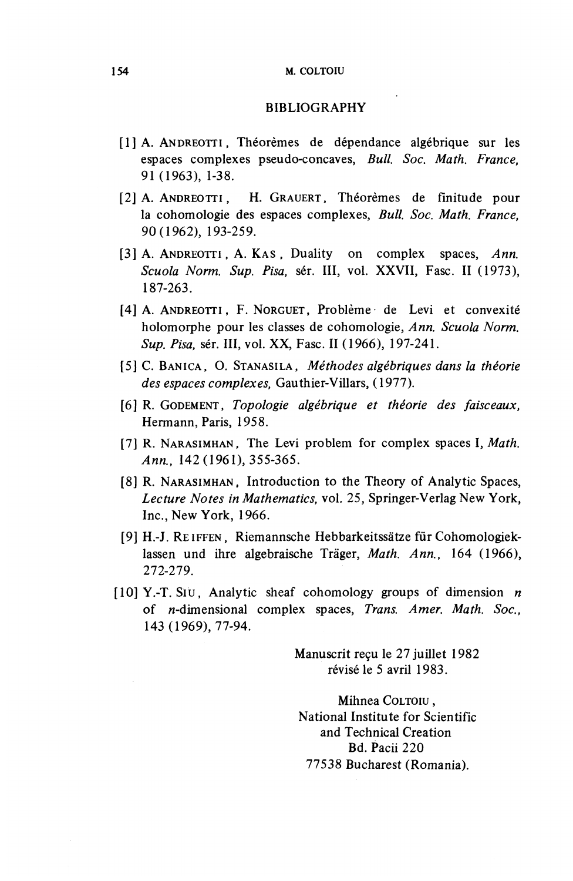## BIBLIOGRAPHY

[1] A. ANDREOTTI, Théorèmes de dépendance algébrique sur les espaces complexes pseudo-concaves, *Bull. Soc. Math. France*, 91 (1963), 1-38.

[2] A. ANDREOTTI, H. GRAUERT, Théorèmes de finitude pour la cohomologie des espaces complexes, *Bull. Soc. Math. France*, 90 (1962), 193-259.

[3] A. ANDREOTTI, A. KAS, Duality on complex spaces, *Ann. Scuola Norm. Sup. Pisa*, sér. III, vol. XXVII, Fasc. II (1973), 187-263.

[4] A. ANDREOTTI, F. NORGUET, Problème de Levi et convexité holomorphe pour les classes de cohomologie, *Ann. Scuola Norm. Sup. Pisa*, sér. III, vol. XX, Fasc. II (1966), 197-241.

[5] C. BANICA, O. STANASILA, *Méthodes algébriques dans la théorie des espaces complexes*, Gauthier-Villars, (1977).

[6] R. GODEMENT, *Topologie algébrique et théorie des faisceaux*, Hermann, Paris, 1958.

[7] R. NARASIMHAN, The Levi problem for complex spaces I, *Math. Ann.*, 142 (1961), 355-365.

[8] R. NARASIMHAN, Introduction to the Theory of Analytic Spaces, *Lecture Notes in Mathematics*, vol. 25, Springer-Verlag New York, Inc., New York, 1966.

[9] H.-J. REIFFEN, Riemannsche Hebbarkeitssätze für Cohomologieklassen und ihre algebraische Träger, *Math. Ann.*, 164 (1966), 272-279.

[10] Y.-T. SIU, Analytic sheaf cohomology groups of dimension $n$ of $n$-dimensional complex spaces, *Trans. Amer. Math. Soc.*, 143 (1969), 77-94.

Manuscrit reçu le 27 juillet 1982
révisé le 5 avril 1983.

Mihnea COLTOIU,
National Institute for Scientific
and Technical Creation
Bd. Pacii 220
77538 Bucharest (Romania).